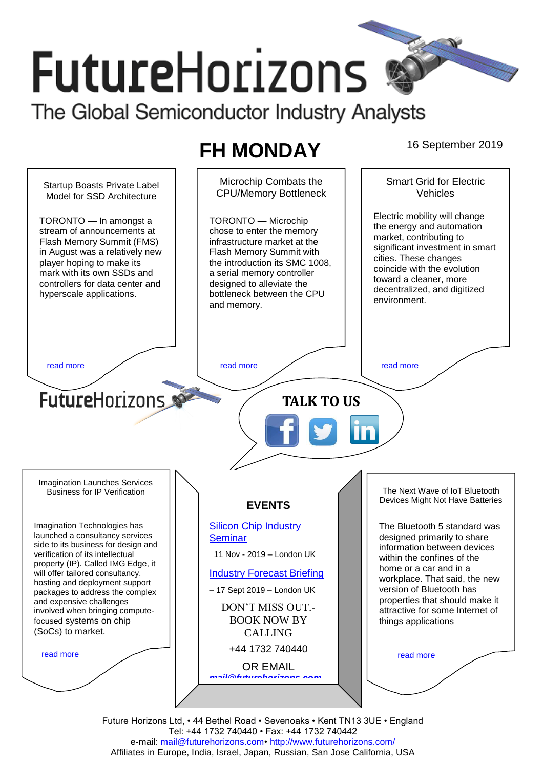# FutureHorizons

The Global Semiconductor Industry Analysts

## FH MONDAY

16 September 2019

### Startup Boasts Private Label Model for SSD Architecture

TORONTO — In amongst a stream of announcements at Flash Memory Summit (FMS) in August was a relatively new player hoping to make its mark with its own SSDs and controllers for data center and hyperscale applications.

read more

### Microchip Combats the CPU/Memory Bottleneck

TORONTO — Microchip chose to enter the memory infrastructure market at the Flash Memory Summit with the introduction its SMC 1008, a serial memory controller designed to alleviate the bottleneck between the CPU and memory.

read more

### Smart Grid for Electric Vehicles

Electric mobility will change the energy and automation market, contributing to significant investment in smart cities. These changes coincide with the evolution toward a cleaner, more decentralized, and digitized environment.

read more

FutureHorizons

**TALK TO US**

### Imagination Launches Services Business for IP Verification

Imagination Technologies has launched a consultancy services side to its business for design and verification of its intellectual property (IP). Called IMG Edge, it will offer tailored consultancy, hosting and deployment support packages to address the complex and expensive challenges involved when bringing compute-focused systems on chip (SoCs) to market.

read more

### EVENTS

Silicon Chip Industry Seminar

11 Nov - 2019 – London UK

Industry Forecast Briefing

– 17 Sept 2019 – London UK

DON'T MISS OUT.- BOOK NOW BY CALLING

+44 1732 740440

OR EMAIL

mail@futurehorizons.com

### The Next Wave of IoT Bluetooth Devices Might Not Have Batteries

The Bluetooth 5 standard was designed primarily to share information between devices within the confines of the home or a car and in a workplace. That said, the new version of Bluetooth has properties that should make it attractive for some Internet of things applications

read more

Future Horizons Ltd, • 44 Bethel Road • Sevenoaks • Kent TN13 3UE • England
Tel: +44 1732 740440 • Fax: +44 1732 740442
e-mail: mail@futurehorizons.com• http://www.futurehorizons.com/
Affiliates in Europe, India, Israel, Japan, Russian, San Jose California, USA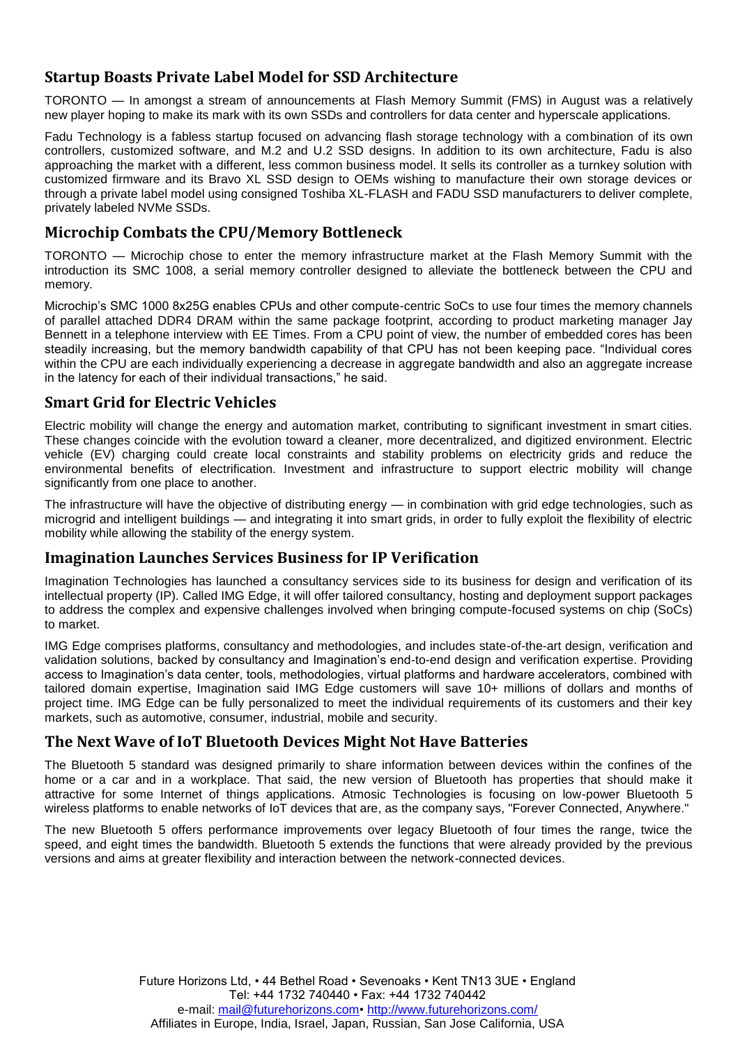## Startup Boasts Private Label Model for SSD Architecture

TORONTO — In amongst a stream of announcements at Flash Memory Summit (FMS) in August was a relatively new player hoping to make its mark with its own SSDs and controllers for data center and hyperscale applications.

Fadu Technology is a fabless startup focused on advancing flash storage technology with a combination of its own controllers, customized software, and M.2 and U.2 SSD designs. In addition to its own architecture, Fadu is also approaching the market with a different, less common business model. It sells its controller as a turnkey solution with customized firmware and its Bravo XL SSD design to OEMs wishing to manufacture their own storage devices or through a private label model using consigned Toshiba XL-FLASH and FADU SSD manufacturers to deliver complete, privately labeled NVMe SSDs.

## Microchip Combats the CPU/Memory Bottleneck

TORONTO — Microchip chose to enter the memory infrastructure market at the Flash Memory Summit with the introduction its SMC 1008, a serial memory controller designed to alleviate the bottleneck between the CPU and memory.

Microchip's SMC 1000 8x25G enables CPUs and other compute-centric SoCs to use four times the memory channels of parallel attached DDR4 DRAM within the same package footprint, according to product marketing manager Jay Bennett in a telephone interview with EE Times. From a CPU point of view, the number of embedded cores has been steadily increasing, but the memory bandwidth capability of that CPU has not been keeping pace. "Individual cores within the CPU are each individually experiencing a decrease in aggregate bandwidth and also an aggregate increase in the latency for each of their individual transactions," he said.

## Smart Grid for Electric Vehicles

Electric mobility will change the energy and automation market, contributing to significant investment in smart cities. These changes coincide with the evolution toward a cleaner, more decentralized, and digitized environment. Electric vehicle (EV) charging could create local constraints and stability problems on electricity grids and reduce the environmental benefits of electrification. Investment and infrastructure to support electric mobility will change significantly from one place to another.

The infrastructure will have the objective of distributing energy — in combination with grid edge technologies, such as microgrid and intelligent buildings — and integrating it into smart grids, in order to fully exploit the flexibility of electric mobility while allowing the stability of the energy system.

## Imagination Launches Services Business for IP Verification

Imagination Technologies has launched a consultancy services side to its business for design and verification of its intellectual property (IP). Called IMG Edge, it will offer tailored consultancy, hosting and deployment support packages to address the complex and expensive challenges involved when bringing compute-focused systems on chip (SoCs) to market.

IMG Edge comprises platforms, consultancy and methodologies, and includes state-of-the-art design, verification and validation solutions, backed by consultancy and Imagination's end-to-end design and verification expertise. Providing access to Imagination's data center, tools, methodologies, virtual platforms and hardware accelerators, combined with tailored domain expertise, Imagination said IMG Edge customers will save 10+ millions of dollars and months of project time. IMG Edge can be fully personalized to meet the individual requirements of its customers and their key markets, such as automotive, consumer, industrial, mobile and security.

## The Next Wave of IoT Bluetooth Devices Might Not Have Batteries

The Bluetooth 5 standard was designed primarily to share information between devices within the confines of the home or a car and in a workplace. That said, the new version of Bluetooth has properties that should make it attractive for some Internet of things applications. Atmosic Technologies is focusing on low-power Bluetooth 5 wireless platforms to enable networks of IoT devices that are, as the company says, "Forever Connected, Anywhere."

The new Bluetooth 5 offers performance improvements over legacy Bluetooth of four times the range, twice the speed, and eight times the bandwidth. Bluetooth 5 extends the functions that were already provided by the previous versions and aims at greater flexibility and interaction between the network-connected devices.

Future Horizons Ltd, • 44 Bethel Road • Sevenoaks • Kent TN13 3UE • England
Tel: +44 1732 740440 • Fax: +44 1732 740442
e-mail: mail@futurehorizons.com• http://www.futurehorizons.com/
Affiliates in Europe, India, Israel, Japan, Russian, San Jose California, USA